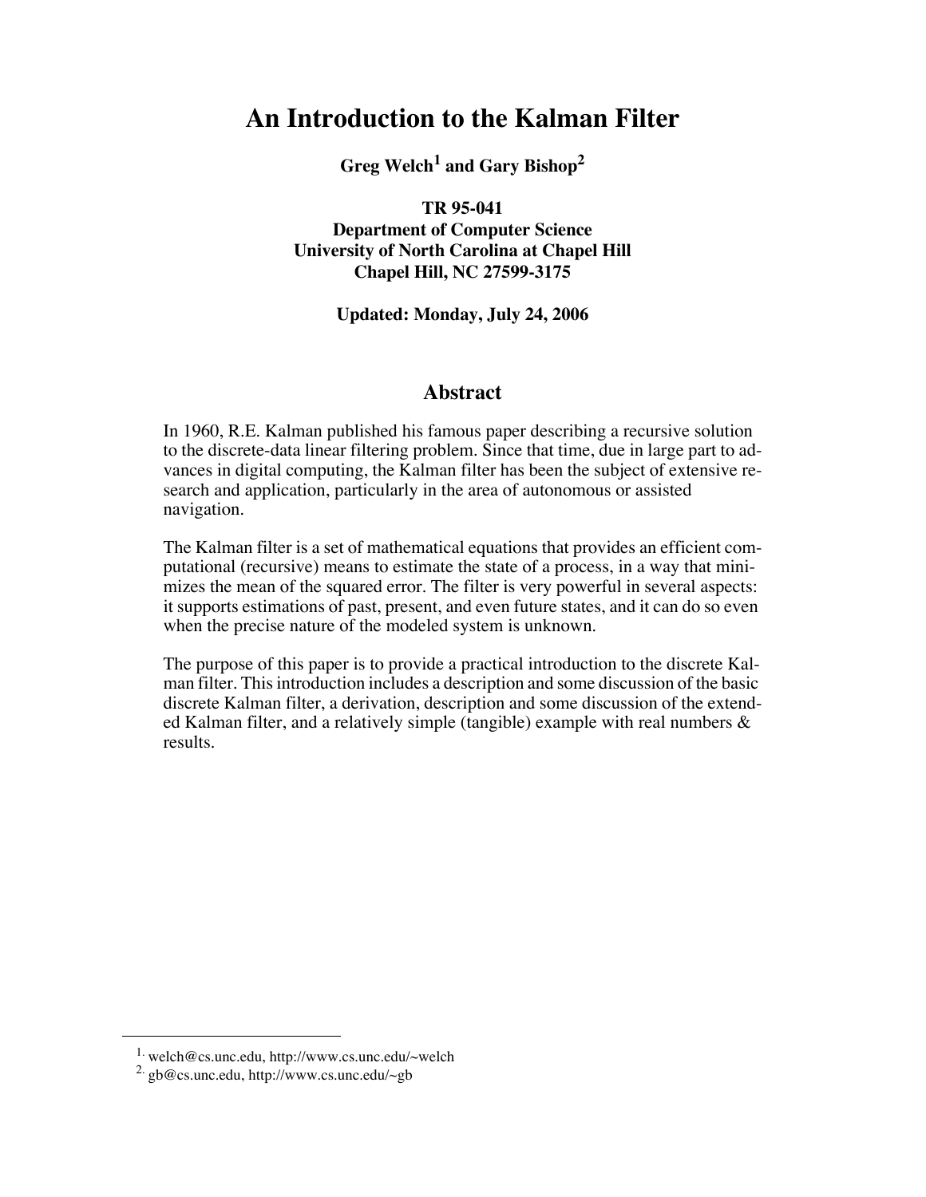# An Introduction to the Kalman Filter

**Greg Welch[1] and Gary Bishop[2]**

**TR 95-041**
**Department of Computer Science**
**University of North Carolina at Chapel Hill**
**Chapel Hill, NC 27599-3175**

**Updated: Monday, July 24, 2006**

## Abstract

In 1960, R.E. Kalman published his famous paper describing a recursive solution to the discrete-data linear filtering problem. Since that time, due in large part to advances in digital computing, the Kalman filter has been the subject of extensive research and application, particularly in the area of autonomous or assisted navigation.

The Kalman filter is a set of mathematical equations that provides an efficient computational (recursive) means to estimate the state of a process, in a way that minimizes the mean of the squared error. The filter is very powerful in several aspects: it supports estimations of past, present, and even future states, and it can do so even when the precise nature of the modeled system is unknown.

The purpose of this paper is to provide a practical introduction to the discrete Kalman filter. This introduction includes a description and some discussion of the basic discrete Kalman filter, a derivation, description and some discussion of the extended Kalman filter, and a relatively simple (tangible) example with real numbers & results.

---

1. welch@cs.unc.edu, http://www.cs.unc.edu/~welch
2. gb@cs.unc.edu, http://www.cs.unc.edu/~gb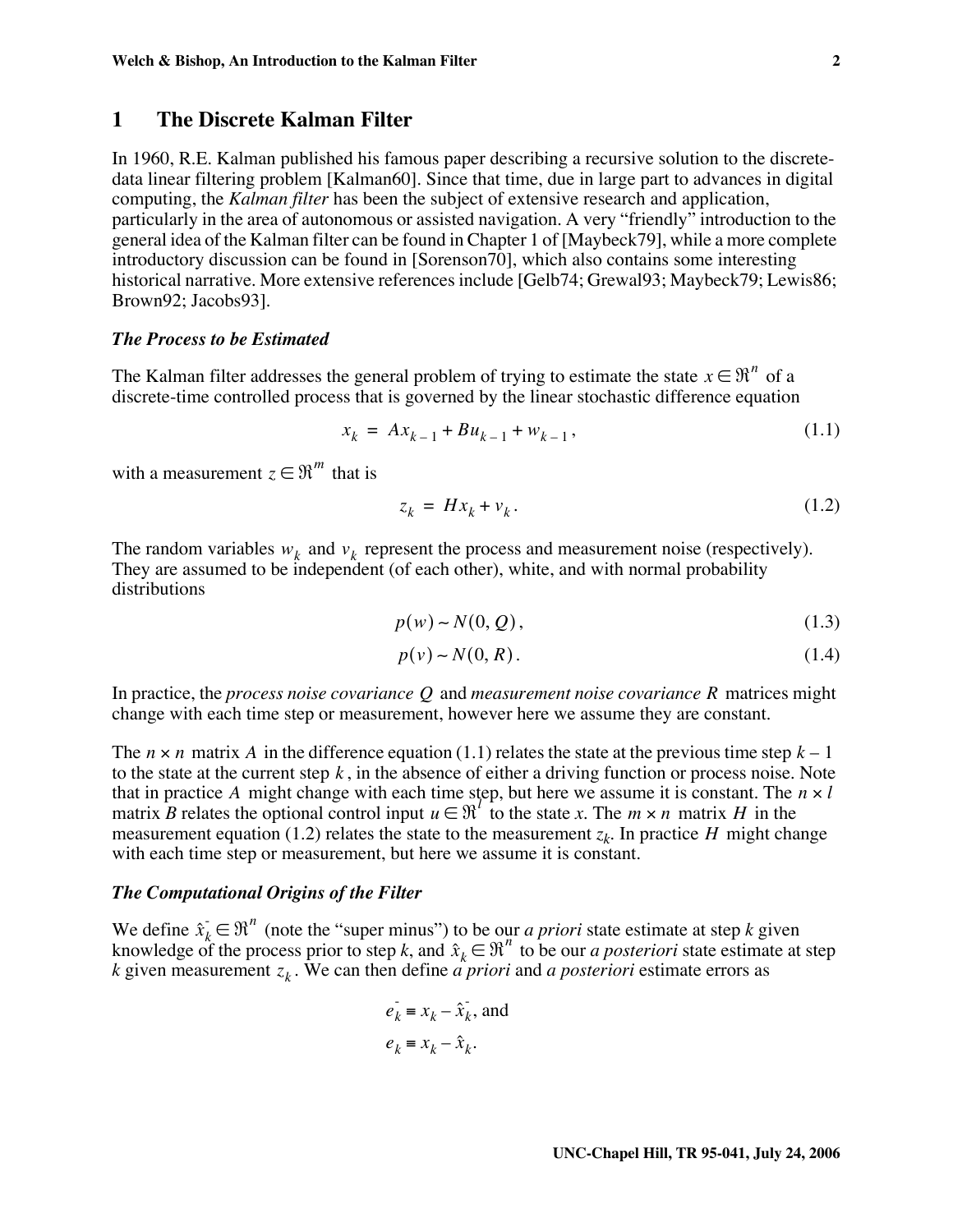# 1 The Discrete Kalman Filter

In 1960, R.E. Kalman published his famous paper describing a recursive solution to the discrete-data linear filtering problem [Kalman60]. Since that time, due in large part to advances in digital computing, the *Kalman filter* has been the subject of extensive research and application, particularly in the area of autonomous or assisted navigation. A very "friendly" introduction to the general idea of the Kalman filter can be found in Chapter 1 of [Maybeck79], while a more complete introductory discussion can be found in [Sorenson70], which also contains some interesting historical narrative. More extensive references include [Gelb74; Grewal93; Maybeck79; Lewis86; Brown92; Jacobs93].

### *The Process to be Estimated*

The Kalman filter addresses the general problem of trying to estimate the state $x \in \Re^n$ of a discrete-time controlled process that is governed by the linear stochastic difference equation

$$x_k = Ax_{k-1} + Bu_{k-1} + w_{k-1}, \tag{1.1}$$

with a measurement $z \in \Re^m$ that is

$$z_k = Hx_k + v_k. \tag{1.2}$$

The random variables $w_k$ and $v_k$ represent the process and measurement noise (respectively). They are assumed to be independent (of each other), white, and with normal probability distributions

$$p(w) \sim N(0, Q), \tag{1.3}$$

$$p(v) \sim N(0, R). \tag{1.4}$$

In practice, the *process noise covariance* $Q$ and *measurement noise covariance* $R$ matrices might change with each time step or measurement, however here we assume they are constant.

The $n \times n$ matrix $A$ in the difference equation (1.1) relates the state at the previous time step $k-1$ to the state at the current step $k$, in the absence of either a driving function or process noise. Note that in practice $A$ might change with each time step, but here we assume it is constant. The $n \times l$ matrix $B$ relates the optional control input $u \in \Re^l$ to the state $x$. The $m \times n$ matrix $H$ in the measurement equation (1.2) relates the state to the measurement $z_k$. In practice $H$ might change with each time step or measurement, but here we assume it is constant.

### *The Computational Origins of the Filter*

We define $\hat{x}_k^- \in \Re^n$ (note the "super minus") to be our *a priori* state estimate at step $k$ given knowledge of the process prior to step $k$, and $\hat{x}_k \in \Re^n$ to be our *a posteriori* state estimate at step $k$ given measurement $z_k$. We can then define *a priori* and *a posteriori* estimate errors as

$$e_k^- \equiv x_k - \hat{x}_k^-, \text{ and}$$

$$e_k \equiv x_k - \hat{x}_k.$$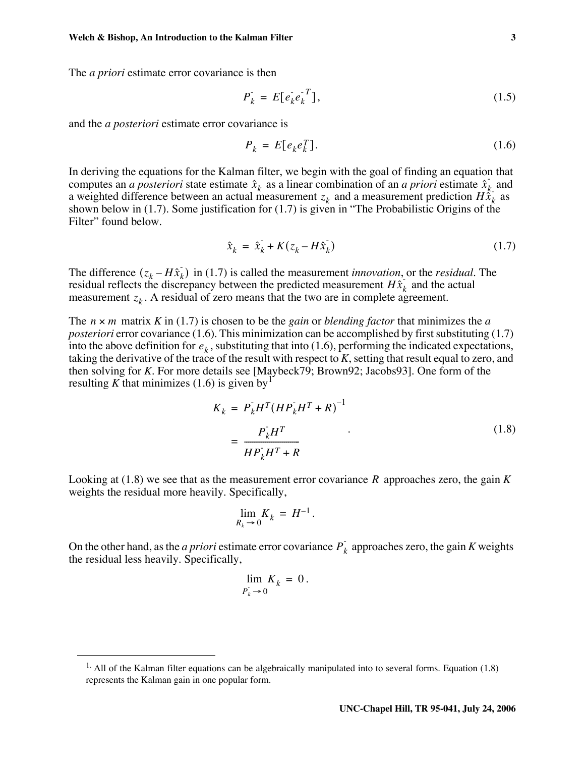The *a priori* estimate error covariance is then

$$P_k^- = E[e_k^- e_k^{-T}], \tag{1.5}$$

and the *a posteriori* estimate error covariance is

$$P_k = E[e_k e_k^T]. \tag{1.6}$$

In deriving the equations for the Kalman filter, we begin with the goal of finding an equation that computes an *a posteriori* state estimate $\hat{x}_k$ as a linear combination of an *a priori* estimate $\hat{x}_k^-$ and a weighted difference between an actual measurement $z_k$ and a measurement prediction $H\hat{x}_k^-$ as shown below in (1.7). Some justification for (1.7) is given in "The Probabilistic Origins of the Filter" found below.

$$\hat{x}_k = \hat{x}_k^- + K(z_k - H\hat{x}_k^-) \tag{1.7}$$

The difference $(z_k - H\hat{x}_k^-)$ in (1.7) is called the measurement *innovation*, or the *residual*. The residual reflects the discrepancy between the predicted measurement $H\hat{x}_k^-$ and the actual measurement $z_k$. A residual of zero means that the two are in complete agreement.

The $n \times m$ matrix $K$ in (1.7) is chosen to be the *gain* or *blending factor* that minimizes the *a posteriori* error covariance (1.6). This minimization can be accomplished by first substituting (1.7) into the above definition for $e_k$, substituting that into (1.6), performing the indicated expectations, taking the derivative of the trace of the result with respect to *K*, setting that result equal to zero, and then solving for *K*. For more details see [Maybeck79; Brown92; Jacobs93]. One form of the resulting *K* that minimizes (1.6) is given by[1]

$$\begin{aligned} K_k &= P_k^- H^T (H P_k^- H^T + R)^{-1} \\ &= \frac{P_k^- H^T}{H P_k^- H^T + R} \end{aligned} \tag{1.8}$$

Looking at (1.8) we see that as the measurement error covariance $R$ approaches zero, the gain *K* weights the residual more heavily. Specifically,

$$\lim_{R_k \to 0} K_k = H^{-1}.$$

On the other hand, as the *a priori* estimate error covariance $P_k^-$ approaches zero, the gain *K* weights the residual less heavily. Specifically,

$$\lim_{P_k^- \to 0} K_k = 0.$$

---

[1] All of the Kalman filter equations can be algebraically manipulated into to several forms. Equation (1.8) represents the Kalman gain in one popular form.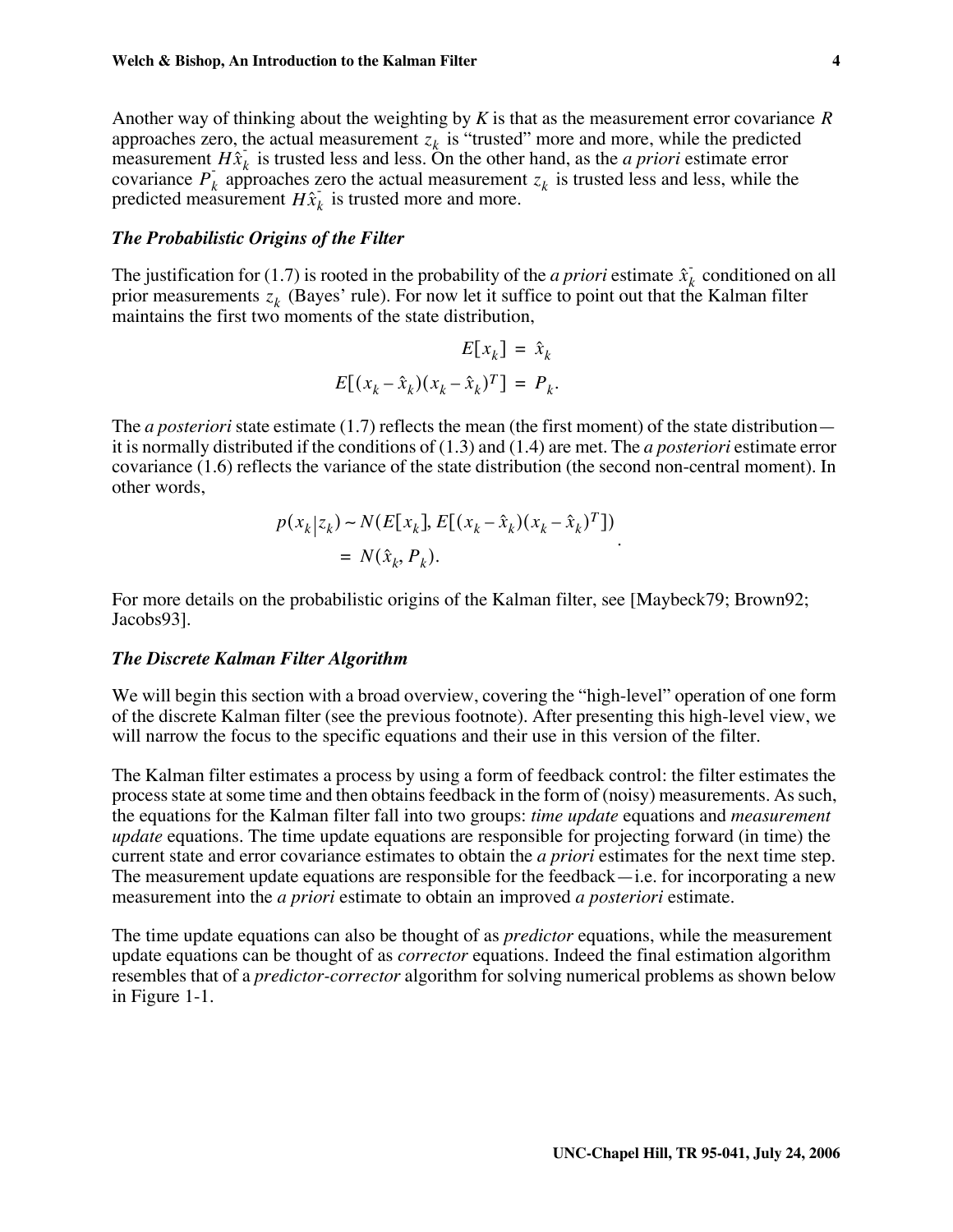Another way of thinking about the weighting by $K$ is that as the measurement error covariance $R$ approaches zero, the actual measurement $z_k$ is "trusted" more and more, while the predicted measurement $H\hat{x}_k^-$ is trusted less and less. On the other hand, as the *a priori* estimate error covariance $P_k^-$ approaches zero the actual measurement $z_k$ is trusted less and less, while the predicted measurement $H\hat{x}_k^-$ is trusted more and more.

### *The Probabilistic Origins of the Filter*

The justification for (1.7) is rooted in the probability of the *a priori* estimate $\hat{x}_k^-$ conditioned on all prior measurements $z_k$ (Bayes' rule). For now let it suffice to point out that the Kalman filter maintains the first two moments of the state distribution,

$$E[x_k] = \hat{x}_k$$

$$E[(x_k - \hat{x}_k)(x_k - \hat{x}_k)^T] = P_k.$$

The *a posteriori* state estimate (1.7) reflects the mean (the first moment) of the state distribution—it is normally distributed if the conditions of (1.3) and (1.4) are met. The *a posteriori* estimate error covariance (1.6) reflects the variance of the state distribution (the second non-central moment). In other words,

$$\begin{aligned} p(x_k | z_k) &\sim N(E[x_k], E[(x_k - \hat{x}_k)(x_k - \hat{x}_k)^T]) \\ &= N(\hat{x}_k, P_k). \end{aligned}$$

For more details on the probabilistic origins of the Kalman filter, see [Maybeck79; Brown92; Jacobs93].

### *The Discrete Kalman Filter Algorithm*

We will begin this section with a broad overview, covering the "high-level" operation of one form of the discrete Kalman filter (see the previous footnote). After presenting this high-level view, we will narrow the focus to the specific equations and their use in this version of the filter.

The Kalman filter estimates a process by using a form of feedback control: the filter estimates the process state at some time and then obtains feedback in the form of (noisy) measurements. As such, the equations for the Kalman filter fall into two groups: *time update* equations and *measurement update* equations. The time update equations are responsible for projecting forward (in time) the current state and error covariance estimates to obtain the *a priori* estimates for the next time step. The measurement update equations are responsible for the feedback—i.e. for incorporating a new measurement into the *a priori* estimate to obtain an improved *a posteriori* estimate.

The time update equations can also be thought of as *predictor* equations, while the measurement update equations can be thought of as *corrector* equations. Indeed the final estimation algorithm resembles that of a *predictor-corrector* algorithm for solving numerical problems as shown below in Figure 1-1.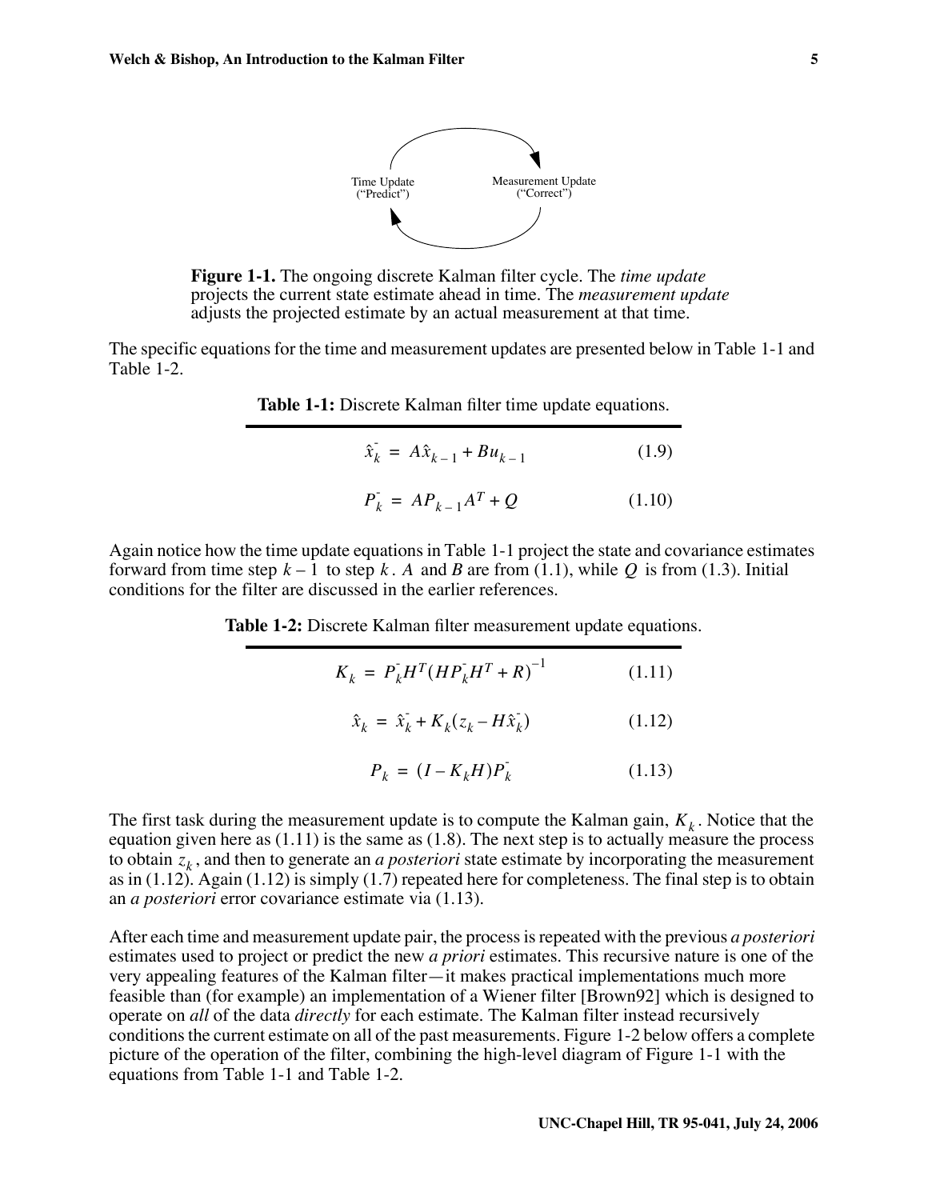Time Update
("Predict")

Measurement Update
("Correct")

**Figure 1-1.** The ongoing discrete Kalman filter cycle. The *time update* projects the current state estimate ahead in time. The *measurement update* adjusts the projected estimate by an actual measurement at that time.

The specific equations for the time and measurement updates are presented below in Table 1-1 and Table 1-2.

**Table 1-1:** Discrete Kalman filter time update equations.

$$\hat{x}_k^- = A\hat{x}_{k-1} + Bu_{k-1} \tag{1.9}$$

$$P_k^- = AP_{k-1}A^T + Q \tag{1.10}$$

Again notice how the time update equations in Table 1-1 project the state and covariance estimates forward from time step $k-1$ to step $k$. $A$ and $B$ are from (1.1), while $Q$ is from (1.3). Initial conditions for the filter are discussed in the earlier references.

**Table 1-2:** Discrete Kalman filter measurement update equations.

$$K_k = P_k^- H^T (HP_k^- H^T + R)^{-1} \tag{1.11}$$

$$\hat{x}_k = \hat{x}_k^- + K_k(z_k - H\hat{x}_k^-) \tag{1.12}$$

$$P_k = (I - K_k H)P_k^- \tag{1.13}$$

The first task during the measurement update is to compute the Kalman gain, $K_k$. Notice that the equation given here as (1.11) is the same as (1.8). The next step is to actually measure the process to obtain $z_k$, and then to generate an *a posteriori* state estimate by incorporating the measurement as in (1.12). Again (1.12) is simply (1.7) repeated here for completeness. The final step is to obtain an *a posteriori* error covariance estimate via (1.13).

After each time and measurement update pair, the process is repeated with the previous *a posteriori* estimates used to project or predict the new *a priori* estimates. This recursive nature is one of the very appealing features of the Kalman filter—it makes practical implementations much more feasible than (for example) an implementation of a Wiener filter [Brown92] which is designed to operate on *all* of the data *directly* for each estimate. The Kalman filter instead recursively conditions the current estimate on all of the past measurements. Figure 1-2 below offers a complete picture of the operation of the filter, combining the high-level diagram of Figure 1-1 with the equations from Table 1-1 and Table 1-2.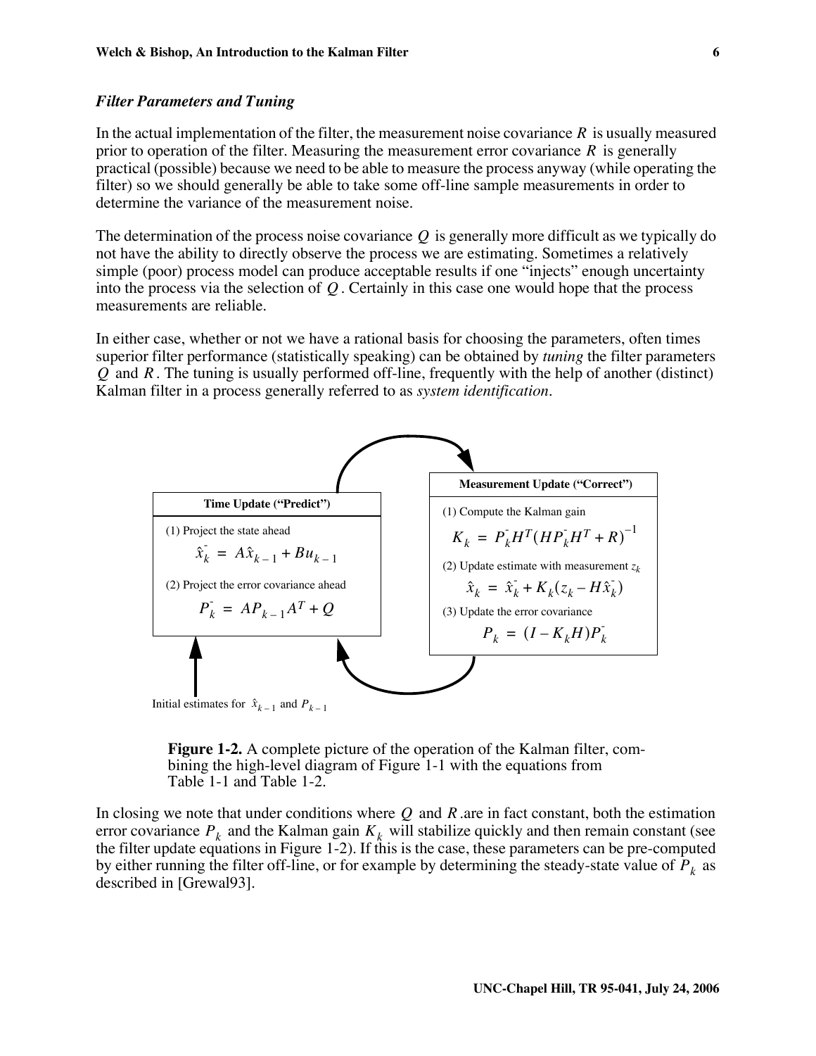### *Filter Parameters and Tuning*

In the actual implementation of the filter, the measurement noise covariance $R$ is usually measured prior to operation of the filter. Measuring the measurement error covariance $R$ is generally practical (possible) because we need to be able to measure the process anyway (while operating the filter) so we should generally be able to take some off-line sample measurements in order to determine the variance of the measurement noise.

The determination of the process noise covariance $Q$ is generally more difficult as we typically do not have the ability to directly observe the process we are estimating. Sometimes a relatively simple (poor) process model can produce acceptable results if one "injects" enough uncertainty into the process via the selection of $Q$. Certainly in this case one would hope that the process measurements are reliable.

In either case, whether or not we have a rational basis for choosing the parameters, often times superior filter performance (statistically speaking) can be obtained by *tuning* the filter parameters $Q$ and $R$. The tuning is usually performed off-line, frequently with the help of another (distinct) Kalman filter in a process generally referred to as *system identification*.

**Time Update ("Predict")**

(1) Project the state ahead

$$\hat{x}_k^- = A\hat{x}_{k-1} + Bu_{k-1}$$

(2) Project the error covariance ahead

$$P_k^- = AP_{k-1}A^T + Q$$

**Measurement Update ("Correct")**

(1) Compute the Kalman gain

$$K_k = P_k^- H^T (HP_k^- H^T + R)^{-1}$$

(2) Update estimate with measurement $z_k$

$$\hat{x}_k = \hat{x}_k^- + K_k(z_k - H\hat{x}_k^-)$$

(3) Update the error covariance

$$P_k = (I - K_k H)P_k^-$$

Initial estimates for $\hat{x}_{k-1}$ and $P_{k-1}$

**Figure 1-2.** A complete picture of the operation of the Kalman filter, combining the high-level diagram of Figure 1-1 with the equations from Table 1-1 and Table 1-2.

In closing we note that under conditions where $Q$ and $R$ .are in fact constant, both the estimation error covariance $P_k$ and the Kalman gain $K_k$ will stabilize quickly and then remain constant (see the filter update equations in Figure 1-2). If this is the case, these parameters can be pre-computed by either running the filter off-line, or for example by determining the steady-state value of $P_k$ as described in [Grewal93].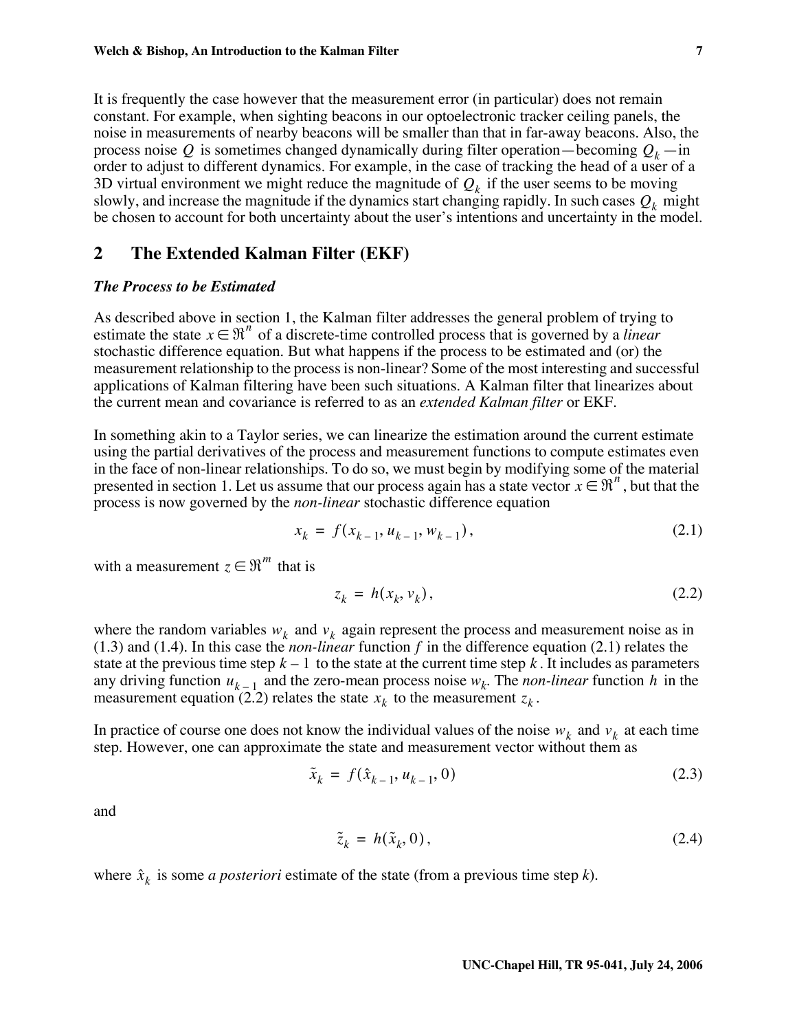It is frequently the case however that the measurement error (in particular) does not remain constant. For example, when sighting beacons in our optoelectronic tracker ceiling panels, the noise in measurements of nearby beacons will be smaller than that in far-away beacons. Also, the process noise $Q$ is sometimes changed dynamically during filter operation—becoming $Q_k$ —in order to adjust to different dynamics. For example, in the case of tracking the head of a user of a 3D virtual environment we might reduce the magnitude of $Q_k$ if the user seems to be moving slowly, and increase the magnitude if the dynamics start changing rapidly. In such cases $Q_k$ might be chosen to account for both uncertainty about the user's intentions and uncertainty in the model.

## 2 The Extended Kalman Filter (EKF)

### *The Process to be Estimated*

As described above in section 1, the Kalman filter addresses the general problem of trying to estimate the state $x \in \Re^n$ of a discrete-time controlled process that is governed by a *linear* stochastic difference equation. But what happens if the process to be estimated and (or) the measurement relationship to the process is non-linear? Some of the most interesting and successful applications of Kalman filtering have been such situations. A Kalman filter that linearizes about the current mean and covariance is referred to as an *extended Kalman filter* or EKF.

In something akin to a Taylor series, we can linearize the estimation around the current estimate using the partial derivatives of the process and measurement functions to compute estimates even in the face of non-linear relationships. To do so, we must begin by modifying some of the material presented in section 1. Let us assume that our process again has a state vector $x \in \Re^n$, but that the process is now governed by the *non-linear* stochastic difference equation

$$x_k = f(x_{k-1}, u_{k-1}, w_{k-1}), \tag{2.1}$$

with a measurement $z \in \Re^m$ that is

$$z_k = h(x_k, v_k), \tag{2.2}$$

where the random variables $w_k$ and $v_k$ again represent the process and measurement noise as in (1.3) and (1.4). In this case the *non-linear* function $f$ in the difference equation (2.1) relates the state at the previous time step $k-1$ to the state at the current time step $k$. It includes as parameters any driving function $u_{k-1}$ and the zero-mean process noise $w_k$. The *non-linear* function $h$ in the measurement equation (2.2) relates the state $x_k$ to the measurement $z_k$.

In practice of course one does not know the individual values of the noise $w_k$ and $v_k$ at each time step. However, one can approximate the state and measurement vector without them as

$$\tilde{x}_k = f(\hat{x}_{k-1}, u_{k-1}, 0) \tag{2.3}$$

and

$$\tilde{z}_k = h(\tilde{x}_k, 0), \tag{2.4}$$

where $\hat{x}_k$ is some *a posteriori* estimate of the state (from a previous time step $k$).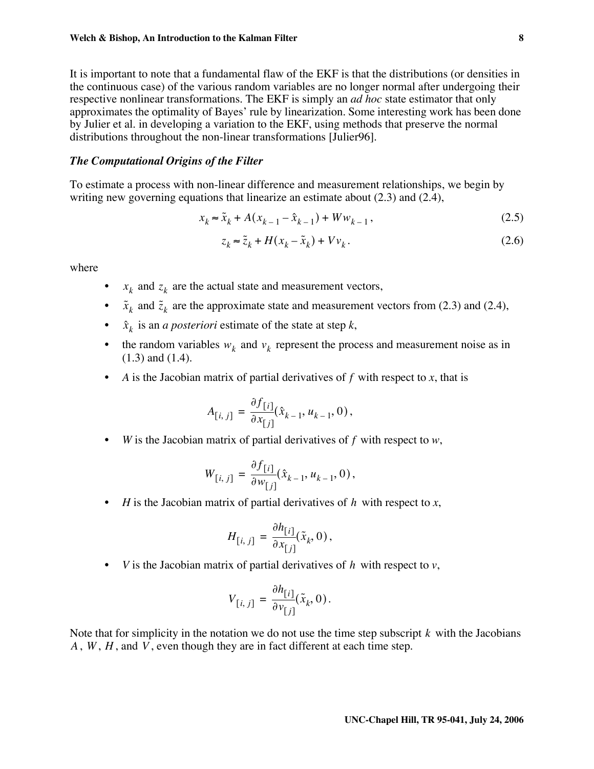It is important to note that a fundamental flaw of the EKF is that the distributions (or densities in the continuous case) of the various random variables are no longer normal after undergoing their respective nonlinear transformations. The EKF is simply an *ad hoc* state estimator that only approximates the optimality of Bayes' rule by linearization. Some interesting work has been done by Julier et al. in developing a variation to the EKF, using methods that preserve the normal distributions throughout the non-linear transformations [Julier96].

### *The Computational Origins of the Filter*

To estimate a process with non-linear difference and measurement relationships, we begin by writing new governing equations that linearize an estimate about (2.3) and (2.4),

$$x_k \approx \tilde{x}_k + A(x_{k-1} - \hat{x}_{k-1}) + W w_{k-1}, \tag{2.5}$$

$$z_k \approx \tilde{z}_k + H(x_k - \tilde{x}_k) + V v_k. \tag{2.6}$$

where

- $x_k$ and $z_k$ are the actual state and measurement vectors,
- $\tilde{x}_k$ and $\tilde{z}_k$ are the approximate state and measurement vectors from (2.3) and (2.4),
- $\hat{x}_k$ is an *a posteriori* estimate of the state at step *k*,
- the random variables $w_k$ and $v_k$ represent the process and measurement noise as in (1.3) and (1.4).
- *A* is the Jacobian matrix of partial derivatives of $f$ with respect to *x*, that is

  $$A_{[i,j]} = \frac{\partial f_{[i]}}{\partial x_{[j]}}(\hat{x}_{k-1}, u_{k-1}, 0),$$

- *W* is the Jacobian matrix of partial derivatives of $f$ with respect to *w*,

  $$W_{[i,j]} = \frac{\partial f_{[i]}}{\partial w_{[j]}}(\hat{x}_{k-1}, u_{k-1}, 0),$$

- *H* is the Jacobian matrix of partial derivatives of $h$ with respect to *x*,

  $$H_{[i,j]} = \frac{\partial h_{[i]}}{\partial x_{[j]}}(\tilde{x}_k, 0),$$

- *V* is the Jacobian matrix of partial derivatives of $h$ with respect to *v*,

  $$V_{[i,j]} = \frac{\partial h_{[i]}}{\partial v_{[j]}}(\tilde{x}_k, 0).$$

Note that for simplicity in the notation we do not use the time step subscript $k$ with the Jacobians $A$, $W$, $H$, and $V$, even though they are in fact different at each time step.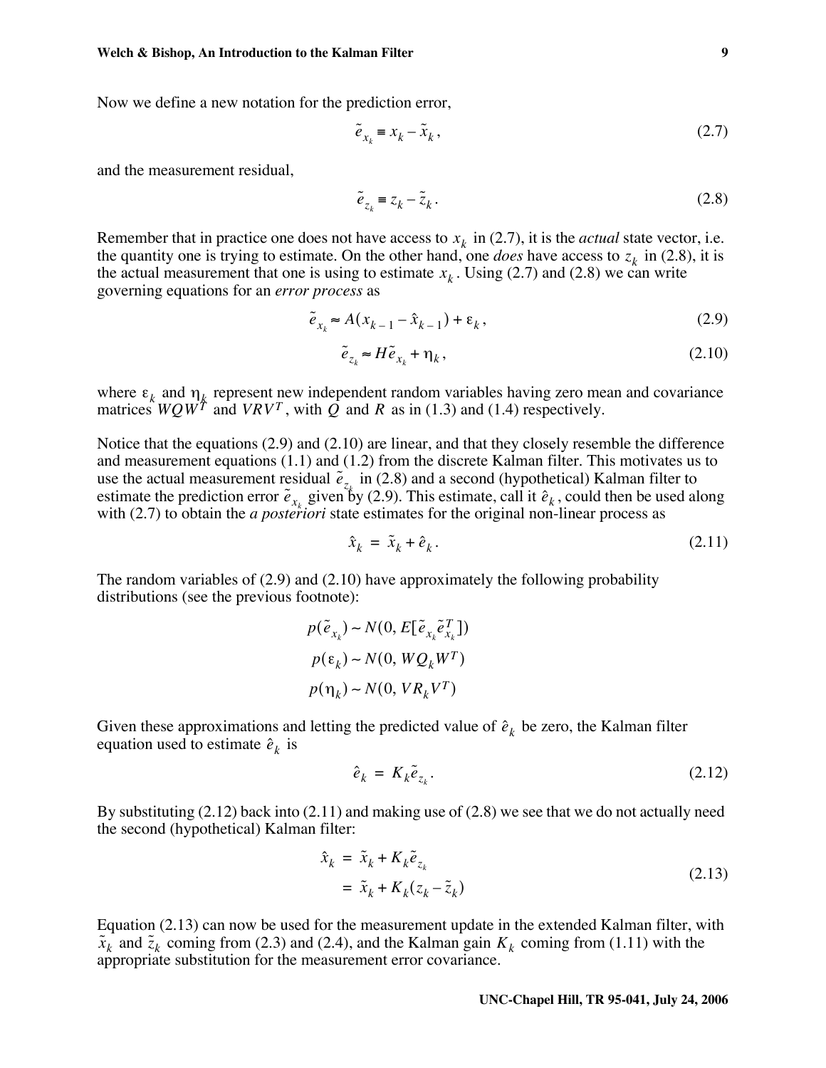Now we define a new notation for the prediction error,

$$\tilde{e}_{x_k} \equiv x_k - \tilde{x}_k, \tag{2.7}$$

and the measurement residual,

$$\tilde{e}_{z_k} \equiv z_k - \tilde{z}_k. \tag{2.8}$$

Remember that in practice one does not have access to $x_k$ in (2.7), it is the *actual* state vector, i.e. the quantity one is trying to estimate. On the other hand, one *does* have access to $z_k$ in (2.8), it is the actual measurement that one is using to estimate $x_k$. Using (2.7) and (2.8) we can write governing equations for an *error process* as

$$\tilde{e}_{x_k} \approx A(x_{k-1} - \hat{x}_{k-1}) + \varepsilon_k, \tag{2.9}$$

$$\tilde{e}_{z_k} \approx H\tilde{e}_{x_k} + \eta_k, \tag{2.10}$$

where $\varepsilon_k$ and $\eta_k$ represent new independent random variables having zero mean and covariance matrices $WQW^T$ and $VRV^T$, with $Q$ and $R$ as in (1.3) and (1.4) respectively.

Notice that the equations (2.9) and (2.10) are linear, and that they closely resemble the difference and measurement equations (1.1) and (1.2) from the discrete Kalman filter. This motivates us to use the actual measurement residual $\tilde{e}_{z_k}$ in (2.8) and a second (hypothetical) Kalman filter to estimate the prediction error $\tilde{e}_{x_k}$ given by (2.9). This estimate, call it $\hat{e}_k$, could then be used along with (2.7) to obtain the *a posteriori* state estimates for the original non-linear process as

$$\hat{x}_k = \tilde{x}_k + \hat{e}_k. \tag{2.11}$$

The random variables of (2.9) and (2.10) have approximately the following probability distributions (see the previous footnote):

$$p(\tilde{e}_{x_k}) \sim N(0, E[\tilde{e}_{x_k}\tilde{e}_{x_k}^T])$$

$$p(\varepsilon_k) \sim N(0, WQ_kW^T)$$

$$p(\eta_k) \sim N(0, VR_kV^T)$$

Given these approximations and letting the predicted value of $\hat{e}_k$ be zero, the Kalman filter equation used to estimate $\hat{e}_k$ is

$$\hat{e}_k = K_k\tilde{e}_{z_k}. \tag{2.12}$$

By substituting (2.12) back into (2.11) and making use of (2.8) we see that we do not actually need the second (hypothetical) Kalman filter:

$$\begin{aligned}\hat{x}_k &= \tilde{x}_k + K_k\tilde{e}_{z_k} \\ &= \tilde{x}_k + K_k(z_k - \tilde{z}_k)\end{aligned} \tag{2.13}$$

Equation (2.13) can now be used for the measurement update in the extended Kalman filter, with $\tilde{x}_k$ and $\tilde{z}_k$ coming from (2.3) and (2.4), and the Kalman gain $K_k$ coming from (1.11) with the appropriate substitution for the measurement error covariance.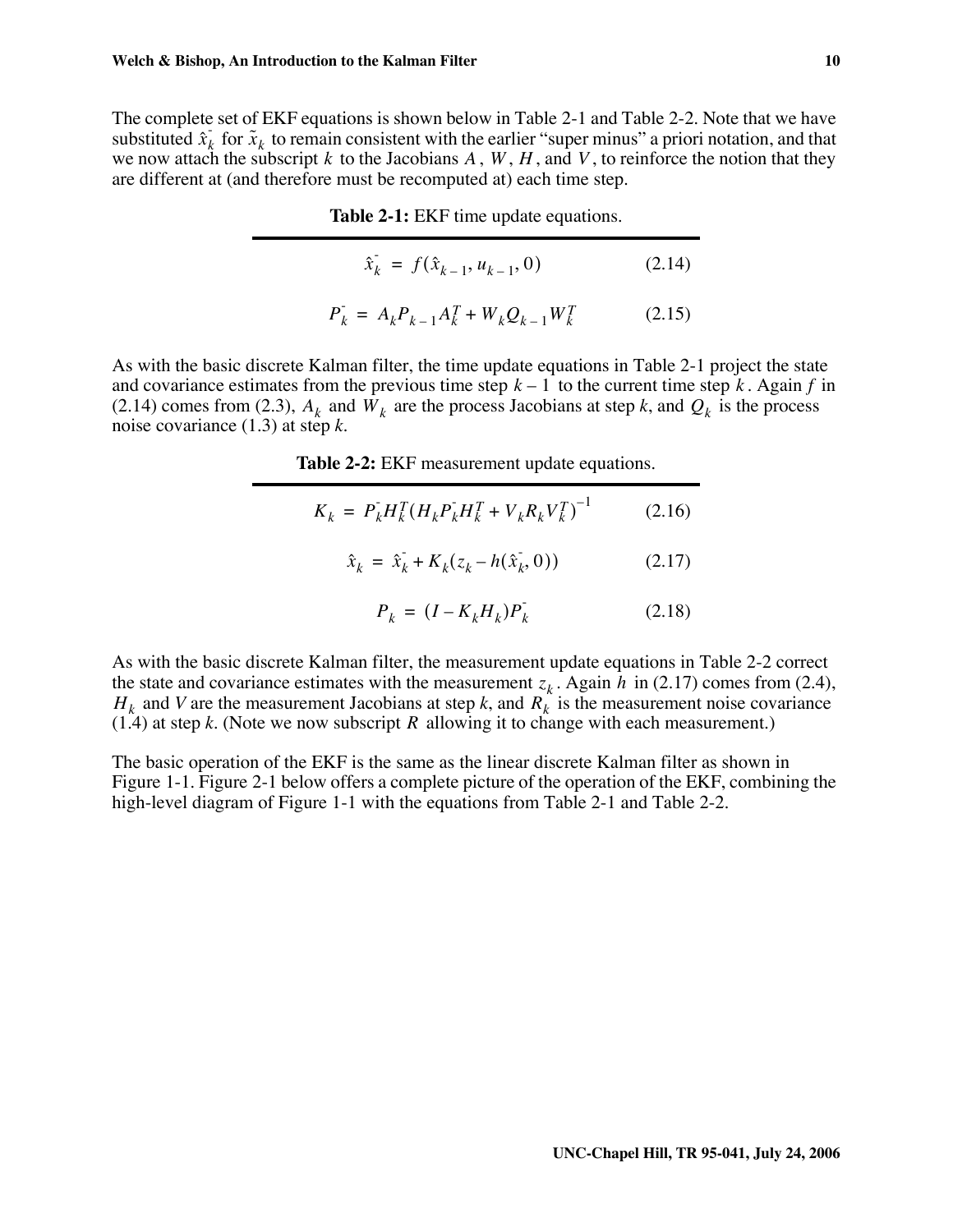The complete set of EKF equations is shown below in Table 2-1 and Table 2-2. Note that we have substituted $\hat{x}_k^-$ for $\tilde{x}_k$ to remain consistent with the earlier "super minus" a priori notation, and that we now attach the subscript $k$ to the Jacobians $A$, $W$, $H$, and $V$, to reinforce the notion that they are different at (and therefore must be recomputed at) each time step.

**Table 2-1:** EKF time update equations.

$$\hat{x}_k^- = f(\hat{x}_{k-1}, u_{k-1}, 0) \tag{2.14}$$

$$P_k^- = A_k P_{k-1} A_k^T + W_k Q_{k-1} W_k^T \tag{2.15}$$

As with the basic discrete Kalman filter, the time update equations in Table 2-1 project the state and covariance estimates from the previous time step $k-1$ to the current time step $k$. Again $f$ in (2.14) comes from (2.3), $A_k$ and $W_k$ are the process Jacobians at step $k$, and $Q_k$ is the process noise covariance (1.3) at step $k$.

**Table 2-2:** EKF measurement update equations.

$$K_k = P_k^- H_k^T (H_k P_k^- H_k^T + V_k R_k V_k^T)^{-1} \tag{2.16}$$

$$\hat{x}_k = \hat{x}_k^- + K_k (z_k - h(\hat{x}_k^-, 0)) \tag{2.17}$$

$$P_k = (I - K_k H_k) P_k^- \tag{2.18}$$

As with the basic discrete Kalman filter, the measurement update equations in Table 2-2 correct the state and covariance estimates with the measurement $z_k$. Again $h$ in (2.17) comes from (2.4), $H_k$ and $V$ are the measurement Jacobians at step $k$, and $R_k$ is the measurement noise covariance (1.4) at step $k$. (Note we now subscript $R$ allowing it to change with each measurement.)

The basic operation of the EKF is the same as the linear discrete Kalman filter as shown in Figure 1-1. Figure 2-1 below offers a complete picture of the operation of the EKF, combining the high-level diagram of Figure 1-1 with the equations from Table 2-1 and Table 2-2.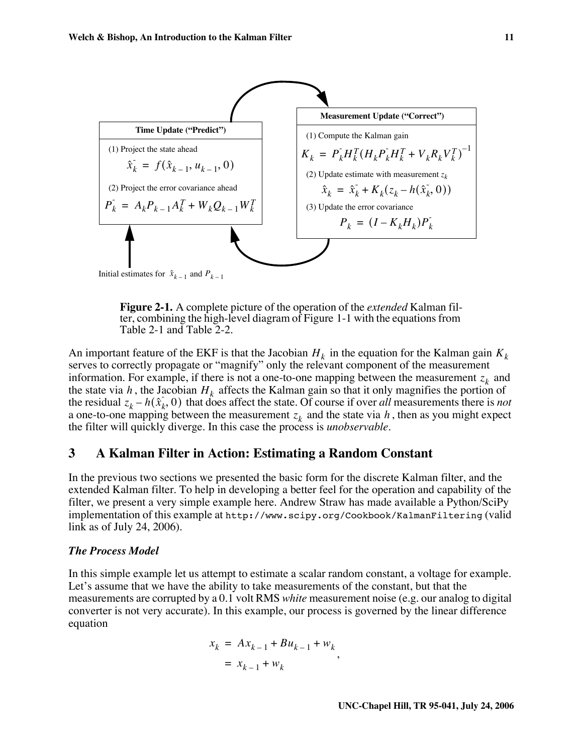**Time Update ("Predict")**

(1) Project the state ahead

$$\hat{x}_k^- = f(\hat{x}_{k-1}, u_{k-1}, 0)$$

(2) Project the error covariance ahead

$$P_k^- = A_k P_{k-1} A_k^T + W_k Q_{k-1} W_k^T$$

**Measurement Update ("Correct")**

(1) Compute the Kalman gain

$$K_k = P_k^- H_k^T (H_k P_k^- H_k^T + V_k R_k V_k^T)^{-1}$$

(2) Update estimate with measurement $z_k$

$$\hat{x}_k = \hat{x}_k^- + K_k(z_k - h(\hat{x}_k^-, 0))$$

(3) Update the error covariance

$$P_k = (I - K_k H_k) P_k^-$$

Initial estimates for $\hat{x}_{k-1}$ and $P_{k-1}$

**Figure 2-1.** A complete picture of the operation of the *extended* Kalman filter, combining the high-level diagram of Figure 1-1 with the equations from Table 2-1 and Table 2-2.

An important feature of the EKF is that the Jacobian $H_k$ in the equation for the Kalman gain $K_k$ serves to correctly propagate or "magnify" only the relevant component of the measurement information. For example, if there is not a one-to-one mapping between the measurement $z_k$ and the state via $h$, the Jacobian $H_k$ affects the Kalman gain so that it only magnifies the portion of the residual $z_k - h(\hat{x}_k^-, 0)$ that does affect the state. Of course if over *all* measurements there is *not* a one-to-one mapping between the measurement $z_k$ and the state via $h$, then as you might expect the filter will quickly diverge. In this case the process is *unobservable*.

## 3 A Kalman Filter in Action: Estimating a Random Constant

In the previous two sections we presented the basic form for the discrete Kalman filter, and the extended Kalman filter. To help in developing a better feel for the operation and capability of the filter, we present a very simple example here. Andrew Straw has made available a Python/SciPy implementation of this example at `http://www.scipy.org/Cookbook/KalmanFiltering` (valid link as of July 24, 2006).

### *The Process Model*

In this simple example let us attempt to estimate a scalar random constant, a voltage for example. Let's assume that we have the ability to take measurements of the constant, but that the measurements are corrupted by a 0.1 volt RMS *white* measurement noise (e.g. our analog to digital converter is not very accurate). In this example, our process is governed by the linear difference equation

$$\begin{aligned} x_k &= Ax_{k-1} + Bu_{k-1} + w_k \\ &= x_{k-1} + w_k \end{aligned},$$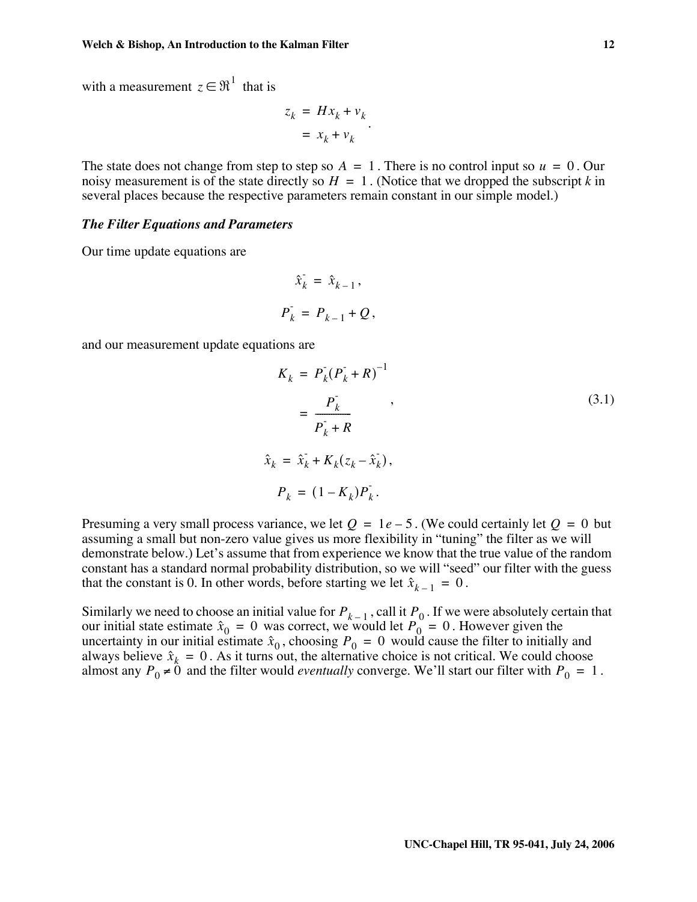with a measurement $z \in \Re^1$ that is

$$
\begin{aligned}
z_k &= Hx_k + v_k \\
&= x_k + v_k
\end{aligned}.
$$

The state does not change from step to step so $A = 1$. There is no control input so $u = 0$. Our noisy measurement is of the state directly so $H = 1$. (Notice that we dropped the subscript $k$ in several places because the respective parameters remain constant in our simple model.)

### *The Filter Equations and Parameters*

Our time update equations are

$$
\hat{x}_k^- = \hat{x}_{k-1},
$$

$$
P_k^- = P_{k-1} + Q,
$$

and our measurement update equations are

$$
\begin{aligned}
K_k &= P_k^-(P_k^- + R)^{-1} \\
&= \frac{P_k^-}{P_k^- + R}
\end{aligned}, \tag{3.1}
$$

$$
\hat{x}_k = \hat{x}_k^- + K_k(z_k - \hat{x}_k^-),
$$

$$
P_k = (1 - K_k)P_k^-.
$$

Presuming a very small process variance, we let $Q = 1e-5$. (We could certainly let $Q = 0$ but assuming a small but non-zero value gives us more flexibility in "tuning" the filter as we will demonstrate below.) Let's assume that from experience we know that the true value of the random constant has a standard normal probability distribution, so we will "seed" our filter with the guess that the constant is 0. In other words, before starting we let $\hat{x}_{k-1} = 0$.

Similarly we need to choose an initial value for $P_{k-1}$, call it $P_0$. If we were absolutely certain that our initial state estimate $\hat{x}_0 = 0$ was correct, we would let $P_0 = 0$. However given the uncertainty in our initial estimate $\hat{x}_0$, choosing $P_0 = 0$ would cause the filter to initially and always believe $\hat{x}_k = 0$. As it turns out, the alternative choice is not critical. We could choose almost any $P_0 \neq 0$ and the filter would *eventually* converge. We'll start our filter with $P_0 = 1$.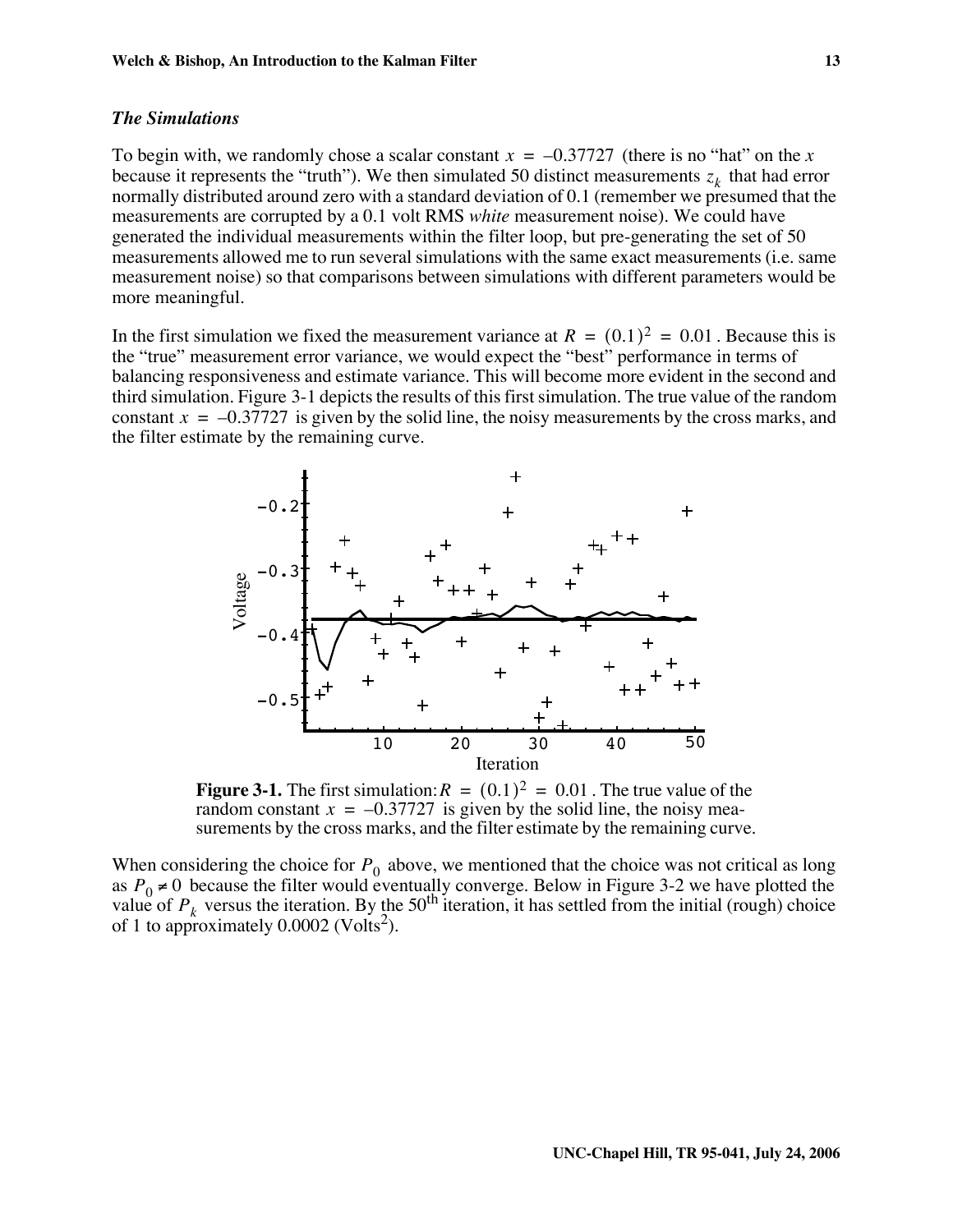### *The Simulations*

To begin with, we randomly chose a scalar constant $x = -0.37727$ (there is no "hat" on the $x$ because it represents the "truth"). We then simulated 50 distinct measurements $z_k$ that had error normally distributed around zero with a standard deviation of 0.1 (remember we presumed that the measurements are corrupted by a 0.1 volt RMS *white* measurement noise). We could have generated the individual measurements within the filter loop, but pre-generating the set of 50 measurements allowed me to run several simulations with the same exact measurements (i.e. same measurement noise) so that comparisons between simulations with different parameters would be more meaningful.

In the first simulation we fixed the measurement variance at $R = (0.1)^2 = 0.01$. Because this is the "true" measurement error variance, we would expect the "best" performance in terms of balancing responsiveness and estimate variance. This will become more evident in the second and third simulation. Figure 3-1 depicts the results of this first simulation. The true value of the random constant $x = -0.37727$ is given by the solid line, the noisy measurements by the cross marks, and the filter estimate by the remaining curve.

**Figure 3-1.** The first simulation: $R = (0.1)^2 = 0.01$. The true value of the random constant $x = -0.37727$ is given by the solid line, the noisy measurements by the cross marks, and the filter estimate by the remaining curve.

When considering the choice for $P_0$ above, we mentioned that the choice was not critical as long as $P_0 \neq 0$ because the filter would eventually converge. Below in Figure 3-2 we have plotted the value of $P_k$ versus the iteration. By the 50th iteration, it has settled from the initial (rough) choice of 1 to approximately 0.0002 (Volts$^2$).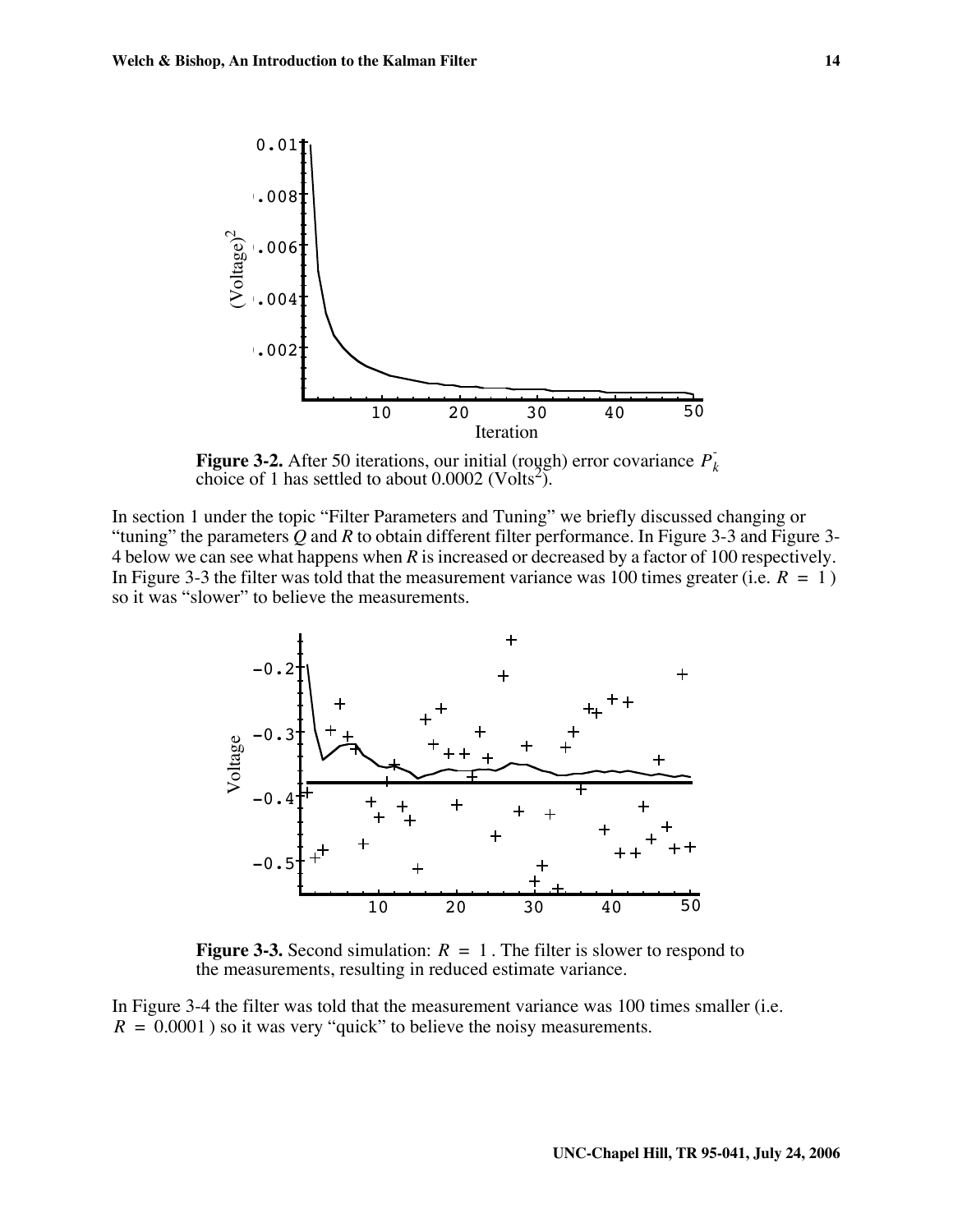**Figure 3-2.** After 50 iterations, our initial (rough) error covariance $P_k^-$ choice of 1 has settled to about 0.0002 (Volts$^2$).

In section 1 under the topic "Filter Parameters and Tuning" we briefly discussed changing or "tuning" the parameters $Q$ and $R$ to obtain different filter performance. In Figure 3-3 and Figure 3-4 below we can see what happens when $R$ is increased or decreased by a factor of 100 respectively. In Figure 3-3 the filter was told that the measurement variance was 100 times greater (i.e. $R = 1$) so it was "slower" to believe the measurements.

**Figure 3-3.** Second simulation: $R = 1$. The filter is slower to respond to the measurements, resulting in reduced estimate variance.

In Figure 3-4 the filter was told that the measurement variance was 100 times smaller (i.e. $R = 0.0001$) so it was very "quick" to believe the noisy measurements.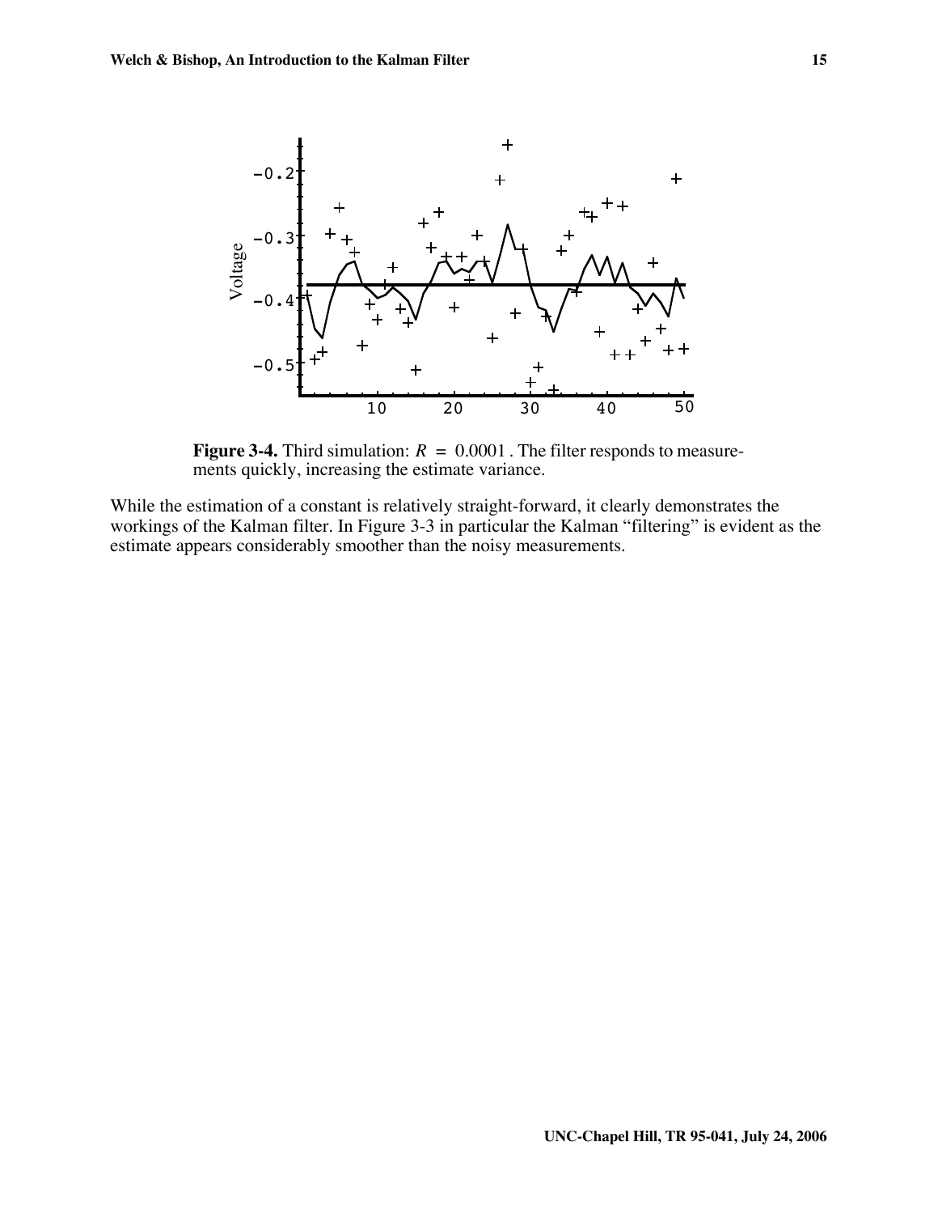**Figure 3-4.** Third simulation: $R = 0.0001$. The filter responds to measurements quickly, increasing the estimate variance.

While the estimation of a constant is relatively straight-forward, it clearly demonstrates the workings of the Kalman filter. In Figure 3-3 in particular the Kalman "filtering" is evident as the estimate appears considerably smoother than the noisy measurements.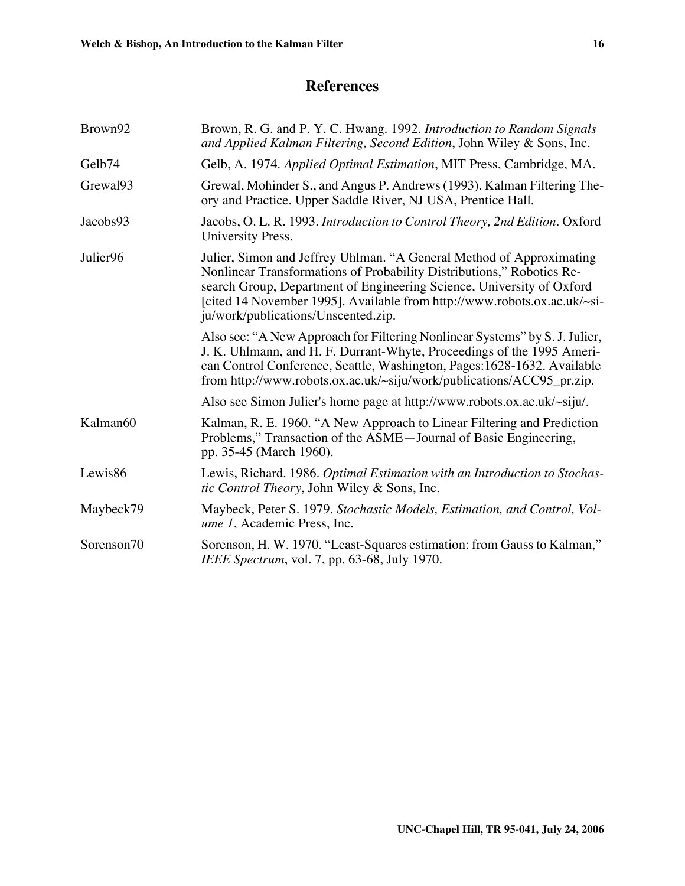# References

| | |
|---|---|
| Brown92 | Brown, R. G. and P. Y. C. Hwang. 1992. *Introduction to Random Signals and Applied Kalman Filtering, Second Edition*, John Wiley & Sons, Inc. |
| Gelb74 | Gelb, A. 1974. *Applied Optimal Estimation*, MIT Press, Cambridge, MA. |
| Grewal93 | Grewal, Mohinder S., and Angus P. Andrews (1993). Kalman Filtering Theory and Practice. Upper Saddle River, NJ USA, Prentice Hall. |
| Jacobs93 | Jacobs, O. L. R. 1993. *Introduction to Control Theory, 2nd Edition*. Oxford University Press. |
| Julier96 | Julier, Simon and Jeffrey Uhlman. "A General Method of Approximating Nonlinear Transformations of Probability Distributions," Robotics Research Group, Department of Engineering Science, University of Oxford [cited 14 November 1995]. Available from http://www.robots.ox.ac.uk/~siju/work/publications/Unscented.zip. |
| | Also see: "A New Approach for Filtering Nonlinear Systems" by S. J. Julier, J. K. Uhlmann, and H. F. Durrant-Whyte, Proceedings of the 1995 American Control Conference, Seattle, Washington, Pages:1628-1632. Available from http://www.robots.ox.ac.uk/~siju/work/publications/ACC95_pr.zip. |
| | Also see Simon Julier's home page at http://www.robots.ox.ac.uk/~siju/. |
| Kalman60 | Kalman, R. E. 1960. "A New Approach to Linear Filtering and Prediction Problems," Transaction of the ASME—Journal of Basic Engineering, pp. 35-45 (March 1960). |
| Lewis86 | Lewis, Richard. 1986. *Optimal Estimation with an Introduction to Stochastic Control Theory*, John Wiley & Sons, Inc. |
| Maybeck79 | Maybeck, Peter S. 1979. *Stochastic Models, Estimation, and Control, Volume 1*, Academic Press, Inc. |
| Sorenson70 | Sorenson, H. W. 1970. "Least-Squares estimation: from Gauss to Kalman," *IEEE Spectrum*, vol. 7, pp. 63-68, July 1970. |